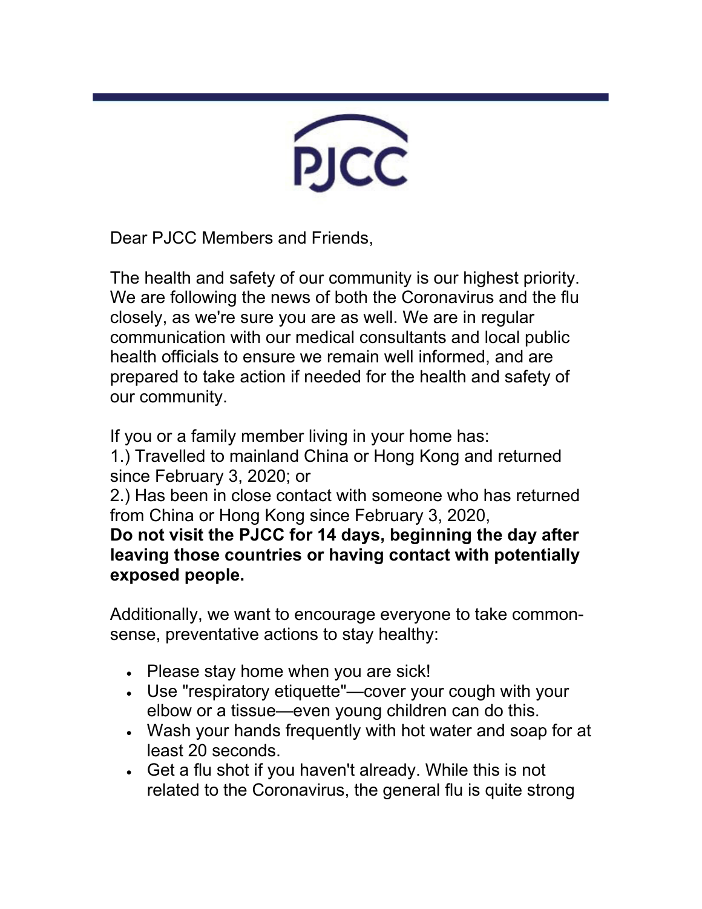PJCC

Dear PJCC Members and Friends,

The health and safety of our community is our highest priority. We are following the news of both the Coronavirus and the flu closely, as we're sure you are as well. We are in regular communication with our medical consultants and local public health officials to ensure we remain well informed, and are prepared to take action if needed for the health and safety of our community.

If you or a family member living in your home has:
1.) Travelled to mainland China or Hong Kong and returned since February 3, 2020; or
2.) Has been in close contact with someone who has returned from China or Hong Kong since February 3, 2020,
**Do not visit the PJCC for 14 days, beginning the day after leaving those countries or having contact with potentially exposed people.**

Additionally, we want to encourage everyone to take common-sense, preventative actions to stay healthy:

- Please stay home when you are sick!
- Use "respiratory etiquette"—cover your cough with your elbow or a tissue—even young children can do this.
- Wash your hands frequently with hot water and soap for at least 20 seconds.
- Get a flu shot if you haven't already. While this is not related to the Coronavirus, the general flu is quite strong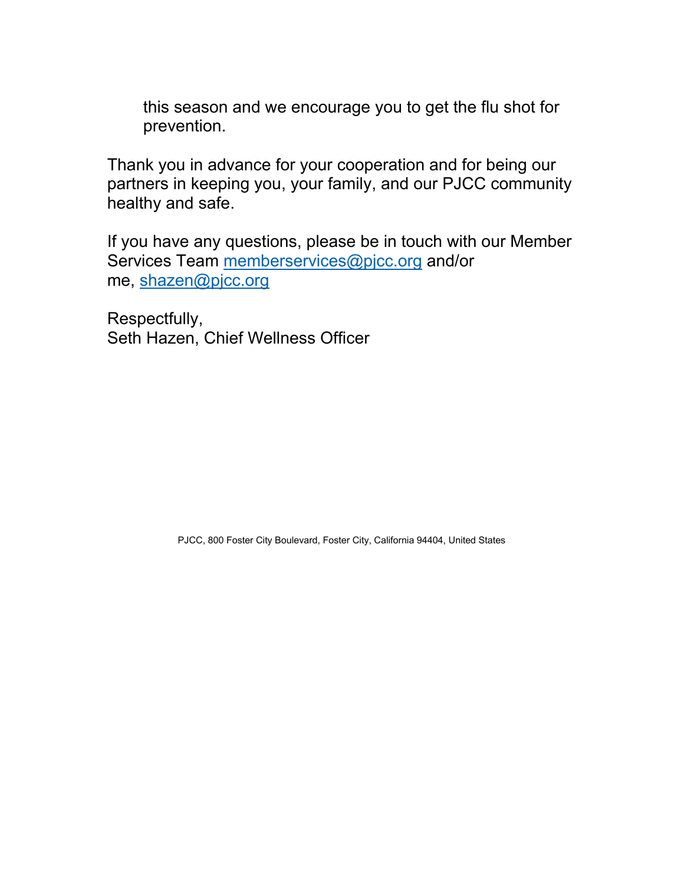this season and we encourage you to get the flu shot for prevention.

Thank you in advance for your cooperation and for being our partners in keeping you, your family, and our PJCC community healthy and safe.

If you have any questions, please be in touch with our Member Services Team memberservices@pjcc.org and/or me, shazen@pjcc.org

Respectfully,
Seth Hazen, Chief Wellness Officer

PJCC, 800 Foster City Boulevard, Foster City, California 94404, United States